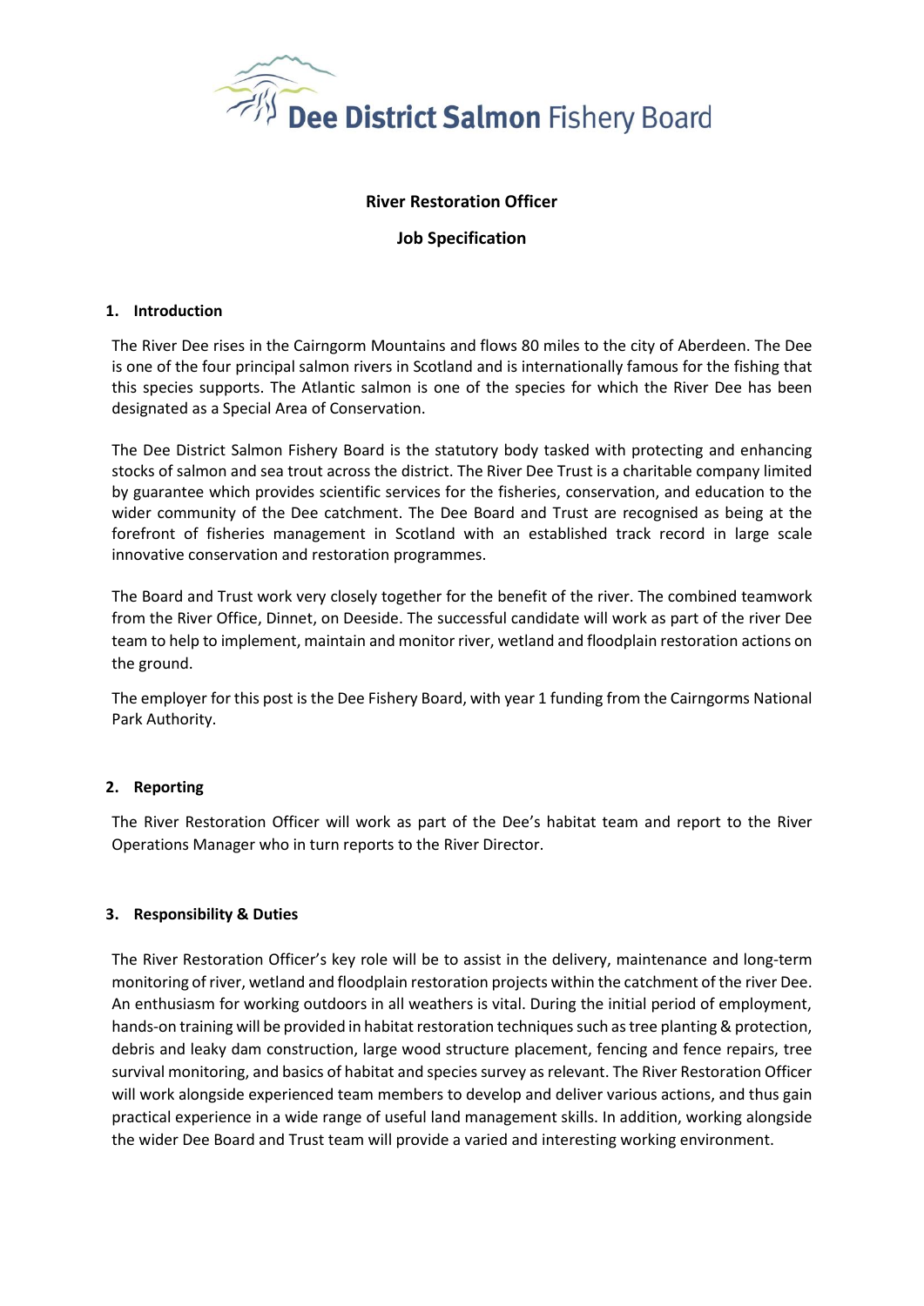Dee District Salmon Fishery Board

# River Restoration Officer

## Job Specification

### 1. Introduction

The River Dee rises in the Cairngorm Mountains and flows 80 miles to the city of Aberdeen. The Dee is one of the four principal salmon rivers in Scotland and is internationally famous for the fishing that this species supports. The Atlantic salmon is one of the species for which the River Dee has been designated as a Special Area of Conservation.

The Dee District Salmon Fishery Board is the statutory body tasked with protecting and enhancing stocks of salmon and sea trout across the district. The River Dee Trust is a charitable company limited by guarantee which provides scientific services for the fisheries, conservation, and education to the wider community of the Dee catchment. The Dee Board and Trust are recognised as being at the forefront of fisheries management in Scotland with an established track record in large scale innovative conservation and restoration programmes.

The Board and Trust work very closely together for the benefit of the river. The combined teamwork from the River Office, Dinnet, on Deeside. The successful candidate will work as part of the river Dee team to help to implement, maintain and monitor river, wetland and floodplain restoration actions on the ground.

The employer for this post is the Dee Fishery Board, with year 1 funding from the Cairngorms National Park Authority.

### 2. Reporting

The River Restoration Officer will work as part of the Dee's habitat team and report to the River Operations Manager who in turn reports to the River Director.

### 3. Responsibility & Duties

The River Restoration Officer's key role will be to assist in the delivery, maintenance and long-term monitoring of river, wetland and floodplain restoration projects within the catchment of the river Dee. An enthusiasm for working outdoors in all weathers is vital. During the initial period of employment, hands-on training will be provided in habitat restoration techniques such as tree planting & protection, debris and leaky dam construction, large wood structure placement, fencing and fence repairs, tree survival monitoring, and basics of habitat and species survey as relevant. The River Restoration Officer will work alongside experienced team members to develop and deliver various actions, and thus gain practical experience in a wide range of useful land management skills. In addition, working alongside the wider Dee Board and Trust team will provide a varied and interesting working environment.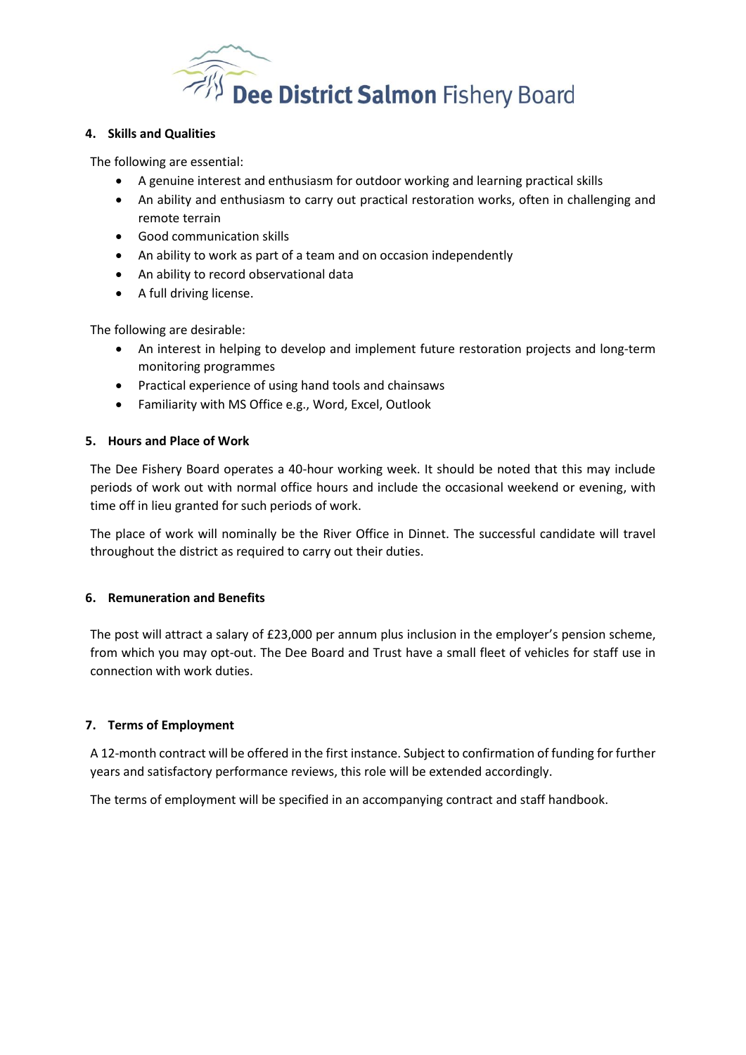Dee District Salmon Fishery Board

#### 4. Skills and Qualities

The following are essential:

- A genuine interest and enthusiasm for outdoor working and learning practical skills
- An ability and enthusiasm to carry out practical restoration works, often in challenging and remote terrain
- Good communication skills
- An ability to work as part of a team and on occasion independently
- An ability to record observational data
- A full driving license.

The following are desirable:

- An interest in helping to develop and implement future restoration projects and long-term monitoring programmes
- Practical experience of using hand tools and chainsaws
- Familiarity with MS Office e.g., Word, Excel, Outlook

#### 5. Hours and Place of Work

The Dee Fishery Board operates a 40-hour working week. It should be noted that this may include periods of work out with normal office hours and include the occasional weekend or evening, with time off in lieu granted for such periods of work.

The place of work will nominally be the River Office in Dinnet. The successful candidate will travel throughout the district as required to carry out their duties.

#### 6. Remuneration and Benefits

The post will attract a salary of £23,000 per annum plus inclusion in the employer's pension scheme, from which you may opt-out. The Dee Board and Trust have a small fleet of vehicles for staff use in connection with work duties.

#### 7. Terms of Employment

A 12-month contract will be offered in the first instance. Subject to confirmation of funding for further years and satisfactory performance reviews, this role will be extended accordingly.

The terms of employment will be specified in an accompanying contract and staff handbook.